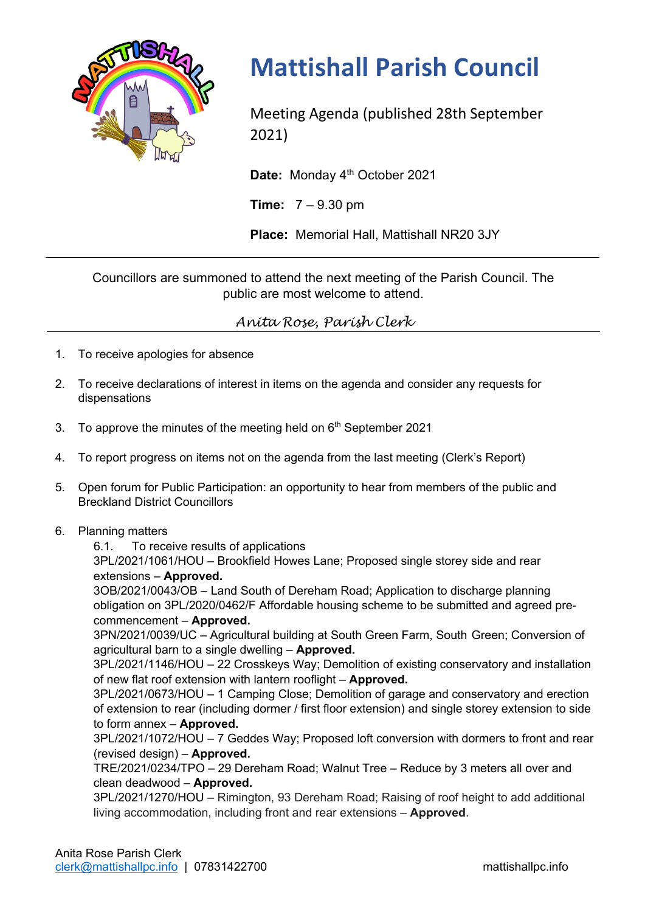# Mattishall Parish Council

Meeting Agenda (published 28th September 2021)

**Date:** Monday 4th October 2021

**Time:** 7 – 9.30 pm

**Place:** Memorial Hall, Mattishall NR20 3JY

---

Councillors are summoned to attend the next meeting of the Parish Council. The public are most welcome to attend.

*Anita Rose, Parish Clerk*

---

1. To receive apologies for absence

2. To receive declarations of interest in items on the agenda and consider any requests for dispensations

3. To approve the minutes of the meeting held on 6th September 2021

4. To report progress on items not on the agenda from the last meeting (Clerk's Report)

5. Open forum for Public Participation: an opportunity to hear from members of the public and Breckland District Councillors

6. Planning matters

   6.1. To receive results of applications

   3PL/2021/1061/HOU – Brookfield Howes Lane; Proposed single storey side and rear extensions – **Approved.**

   3OB/2021/0043/OB – Land South of Dereham Road; Application to discharge planning obligation on 3PL/2020/0462/F Affordable housing scheme to be submitted and agreed pre-commencement – **Approved.**

   3PN/2021/0039/UC – Agricultural building at South Green Farm, South Green; Conversion of agricultural barn to a single dwelling – **Approved.**

   3PL/2021/1146/HOU – 22 Crosskeys Way; Demolition of existing conservatory and installation of new flat roof extension with lantern rooflight – **Approved.**

   3PL/2021/0673/HOU – 1 Camping Close; Demolition of garage and conservatory and erection of extension to rear (including dormer / first floor extension) and single storey extension to side to form annex – **Approved.**

   3PL/2021/1072/HOU – 7 Geddes Way; Proposed loft conversion with dormers to front and rear (revised design) – **Approved.**

   TRE/2021/0234/TPO – 29 Dereham Road; Walnut Tree – Reduce by 3 meters all over and clean deadwood – **Approved.**

   3PL/2021/1270/HOU – Rimington, 93 Dereham Road; Raising of roof height to add additional living accommodation, including front and rear extensions – **Approved**.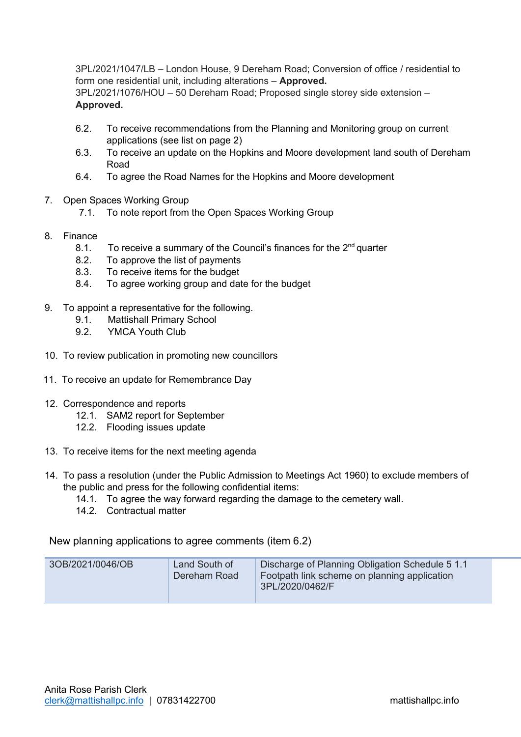3PL/2021/1047/LB – London House, 9 Dereham Road; Conversion of office / residential to form one residential unit, including alterations – **Approved.**
3PL/2021/1076/HOU – 50 Dereham Road; Proposed single storey side extension – **Approved.**

6.2. To receive recommendations from the Planning and Monitoring group on current applications (see list on page 2)
6.3. To receive an update on the Hopkins and Moore development land south of Dereham Road
6.4. To agree the Road Names for the Hopkins and Moore development

7. Open Spaces Working Group
   7.1. To note report from the Open Spaces Working Group

8. Finance
   8.1. To receive a summary of the Council's finances for the 2nd quarter
   8.2. To approve the list of payments
   8.3. To receive items for the budget
   8.4. To agree working group and date for the budget

9. To appoint a representative for the following.
   9.1. Mattishall Primary School
   9.2. YMCA Youth Club

10. To review publication in promoting new councillors

11. To receive an update for Remembrance Day

12. Correspondence and reports
    12.1. SAM2 report for September
    12.2. Flooding issues update

13. To receive items for the next meeting agenda

14. To pass a resolution (under the Public Admission to Meetings Act 1960) to exclude members of the public and press for the following confidential items:
    14.1. To agree the way forward regarding the damage to the cemetery wall.
    14.2. Contractual matter

New planning applications to agree comments (item 6.2)

| | | |
|---|---|---|
| 3OB/2021/0046/OB | Land South of Dereham Road | Discharge of Planning Obligation Schedule 5 1.1 Footpath link scheme on planning application 3PL/2020/0462/F |

Anita Rose Parish Clerk
clerk@mattishallpc.info | 07831422700 mattishallpc.info